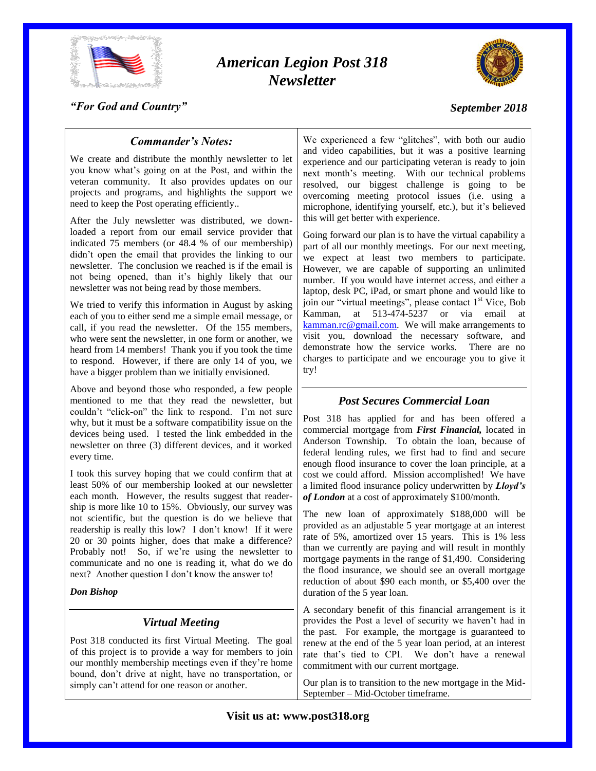# *American Legion Post 318 Newsletter*

***"For God and Country"***

***September 2018***

## *Commander's Notes:*

We create and distribute the monthly newsletter to let you know what's going on at the Post, and within the veteran community. It also provides updates on our projects and programs, and highlights the support we need to keep the Post operating efficiently..

After the July newsletter was distributed, we downloaded a report from our email service provider that indicated 75 members (or 48.4 % of our membership) didn't open the email that provides the linking to our newsletter. The conclusion we reached is if the email is not being opened, than it's highly likely that our newsletter was not being read by those members.

We tried to verify this information in August by asking each of you to either send me a simple email message, or call, if you read the newsletter. Of the 155 members, who were sent the newsletter, in one form or another, we heard from 14 members! Thank you if you took the time to respond. However, if there are only 14 of you, we have a bigger problem than we initially envisioned.

Above and beyond those who responded, a few people mentioned to me that they read the newsletter, but couldn't "click-on" the link to respond. I'm not sure why, but it must be a software compatibility issue on the devices being used. I tested the link embedded in the newsletter on three (3) different devices, and it worked every time.

I took this survey hoping that we could confirm that at least 50% of our membership looked at our newsletter each month. However, the results suggest that readership is more like 10 to 15%. Obviously, our survey was not scientific, but the question is do we believe that readership is really this low? I don't know! If it were 20 or 30 points higher, does that make a difference? Probably not! So, if we're using the newsletter to communicate and no one is reading it, what do we do next? Another question I don't know the answer to!

***Don Bishop***

## *Virtual Meeting*

Post 318 conducted its first Virtual Meeting. The goal of this project is to provide a way for members to join our monthly membership meetings even if they're home bound, don't drive at night, have no transportation, or simply can't attend for one reason or another.

We experienced a few "glitches", with both our audio and video capabilities, but it was a positive learning experience and our participating veteran is ready to join next month's meeting. With our technical problems resolved, our biggest challenge is going to be overcoming meeting protocol issues (i.e. using a microphone, identifying yourself, etc.), but it's believed this will get better with experience.

Going forward our plan is to have the virtual capability a part of all our monthly meetings. For our next meeting, we expect at least two members to participate. However, we are capable of supporting an unlimited number. If you would have internet access, and either a laptop, desk PC, iPad, or smart phone and would like to join our "virtual meetings", please contact 1st Vice, Bob Kamman, at 513-474-5237 or via email at kamman.rc@gmail.com. We will make arrangements to visit you, download the necessary software, and demonstrate how the service works. There are no charges to participate and we encourage you to give it try!

## *Post Secures Commercial Loan*

Post 318 has applied for and has been offered a commercial mortgage from ***First Financial,*** located in Anderson Township. To obtain the loan, because of federal lending rules, we first had to find and secure enough flood insurance to cover the loan principle, at a cost we could afford. Mission accomplished! We have a limited flood insurance policy underwritten by ***Lloyd's of London*** at a cost of approximately $100/month.

The new loan of approximately $188,000 will be provided as an adjustable 5 year mortgage at an interest rate of 5%, amortized over 15 years. This is 1% less than we currently are paying and will result in monthly mortgage payments in the range of $1,490. Considering the flood insurance, we should see an overall mortgage reduction of about $90 each month, or $5,400 over the duration of the 5 year loan.

A secondary benefit of this financial arrangement is it provides the Post a level of security we haven't had in the past. For example, the mortgage is guaranteed to renew at the end of the 5 year loan period, at an interest rate that's tied to CPI. We don't have a renewal commitment with our current mortgage.

Our plan is to transition to the new mortgage in the Mid-September – Mid-October timeframe.

**Visit us at: www.post318.org**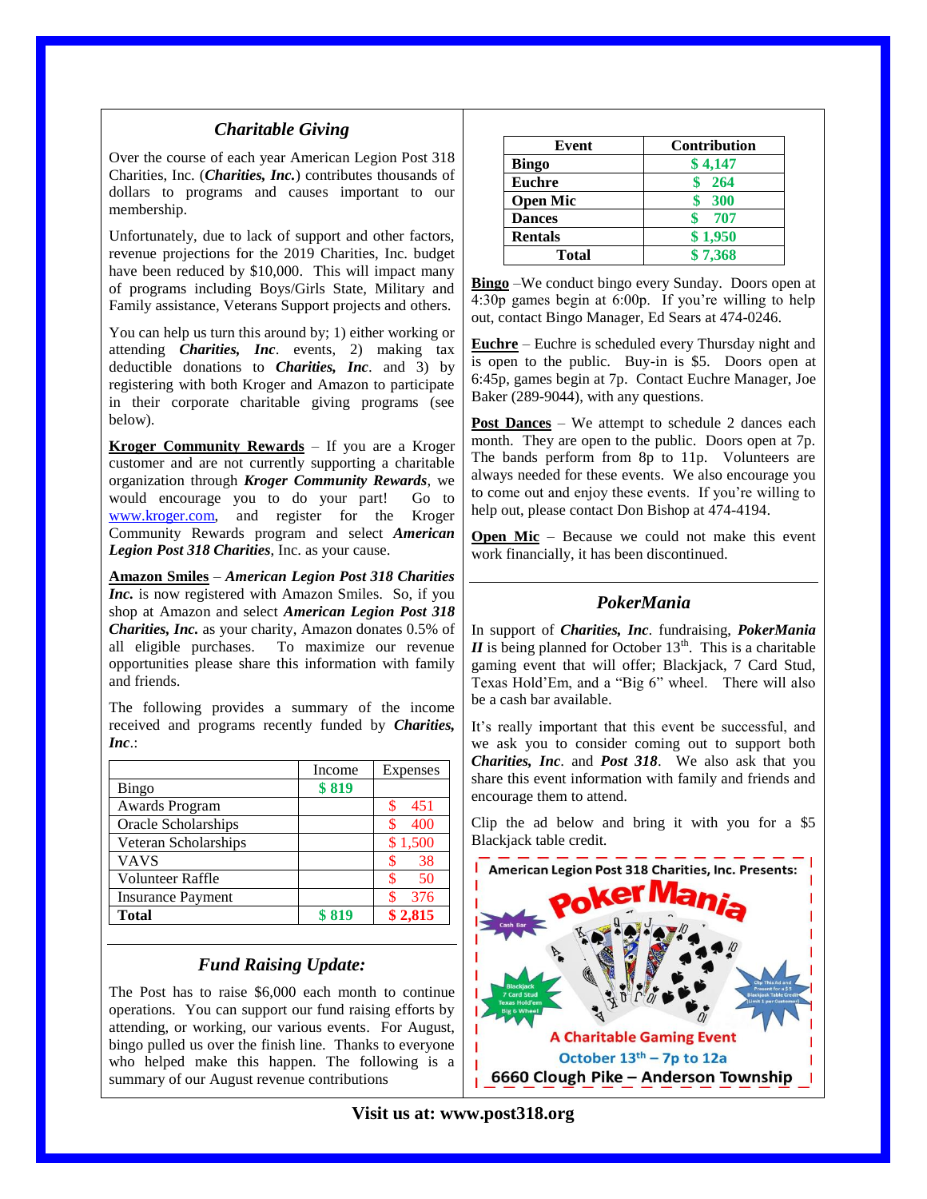## *Charitable Giving*

Over the course of each year American Legion Post 318 Charities, Inc. (***Charities, Inc.***) contributes thousands of dollars to programs and causes important to our membership.

Unfortunately, due to lack of support and other factors, revenue projections for the 2019 Charities, Inc. budget have been reduced by $10,000. This will impact many of programs including Boys/Girls State, Military and Family assistance, Veterans Support projects and others.

You can help us turn this around by; 1) either working or attending ***Charities, Inc***. events, 2) making tax deductible donations to ***Charities, Inc***. and 3) by registering with both Kroger and Amazon to participate in their corporate charitable giving programs (see below).

**Kroger Community Rewards** – If you are a Kroger customer and are not currently supporting a charitable organization through ***Kroger Community Rewards***, we would encourage you to do your part! Go to www.kroger.com, and register for the Kroger Community Rewards program and select ***American Legion Post 318 Charities***, Inc. as your cause.

**Amazon Smiles** – ***American Legion Post 318 Charities Inc.*** is now registered with Amazon Smiles. So, if you shop at Amazon and select ***American Legion Post 318 Charities, Inc.*** as your charity, Amazon donates 0.5% of all eligible purchases. To maximize our revenue opportunities please share this information with family and friends.

The following provides a summary of the income received and programs recently funded by ***Charities, Inc***.:

| | Income | Expenses |
|---|---|---|
| Bingo | **$ 819** | |
| Awards Program | | $ 451 |
| Oracle Scholarships | | $ 400 |
| Veteran Scholarships | | $ 1,500 |
| VAVS | | $ 38 |
| Volunteer Raffle | | $ 50 |
| Insurance Payment | | $ 376 |
| **Total** | **$ 819** | **$ 2,815** |

## *Fund Raising Update:*

The Post has to raise $6,000 each month to continue operations. You can support our fund raising efforts by attending, or working, our various events. For August, bingo pulled us over the finish line. Thanks to everyone who helped make this happen. The following is a summary of our August revenue contributions

| Event | Contribution |
|---|---|
| **Bingo** | **$ 4,147** |
| **Euchre** | **$ 264** |
| **Open Mic** | **$ 300** |
| **Dances** | **$ 707** |
| **Rentals** | **$ 1,950** |
| **Total** | **$ 7,368** |

**Bingo** –We conduct bingo every Sunday. Doors open at 4:30p games begin at 6:00p. If you're willing to help out, contact Bingo Manager, Ed Sears at 474-0246.

**Euchre** – Euchre is scheduled every Thursday night and is open to the public. Buy-in is $5. Doors open at 6:45p, games begin at 7p. Contact Euchre Manager, Joe Baker (289-9044), with any questions.

**Post Dances** – We attempt to schedule 2 dances each month. They are open to the public. Doors open at 7p. The bands perform from 8p to 11p. Volunteers are always needed for these events. We also encourage you to come out and enjoy these events. If you're willing to help out, please contact Don Bishop at 474-4194.

**Open Mic** – Because we could not make this event work financially, it has been discontinued.

## *PokerMania*

In support of ***Charities, Inc***. fundraising, ***PokerMania II*** is being planned for October 13th. This is a charitable gaming event that will offer; Blackjack, 7 Card Stud, Texas Hold'Em, and a "Big 6" wheel. There will also be a cash bar available.

It's really important that this event be successful, and we ask you to consider coming out to support both ***Charities, Inc***. and ***Post 318***. We also ask that you share this event information with family and friends and encourage them to attend.

Clip the ad below and bring it with you for a $5 Blackjack table credit.

American Legion Post 318 Charities, Inc. Presents:

**Poker Mania**

Cash Bar

Blackjack, 7 Card Stud, Texas Hold'em, Big 6 Wheel

Clip This Ad and Present for a $5 Blackjack Table Credit (Limit 1 per Customer)

**A Charitable Gaming Event**

**October 13th – 7p to 12a**

**6660 Clough Pike – Anderson Township**

**Visit us at: www.post318.org**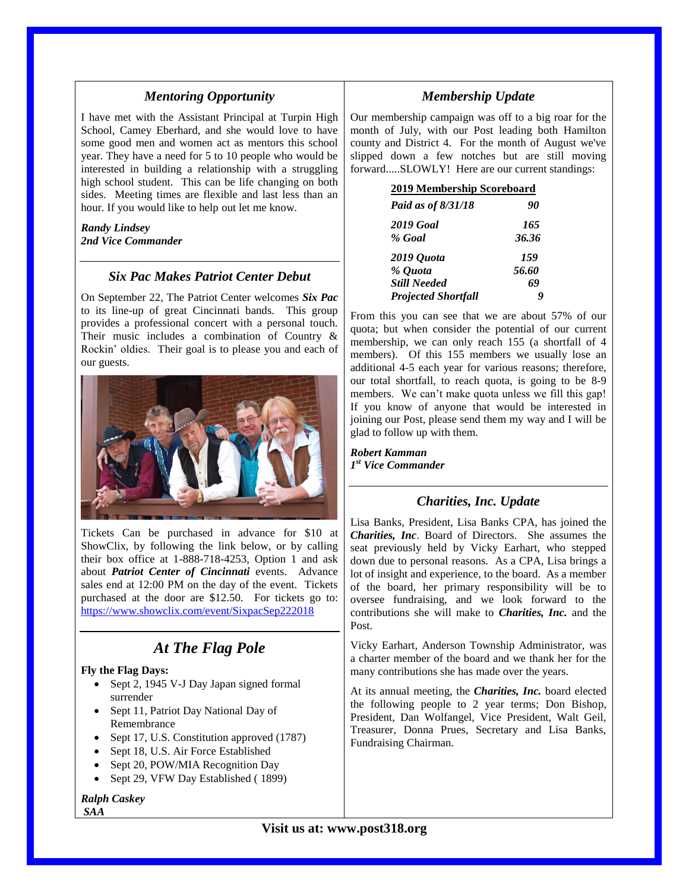## *Mentoring Opportunity*

I have met with the Assistant Principal at Turpin High School, Camey Eberhard, and she would love to have some good men and women act as mentors this school year. They have a need for 5 to 10 people who would be interested in building a relationship with a struggling high school student. This can be life changing on both sides. Meeting times are flexible and last less than an hour. If you would like to help out let me know.

***Randy Lindsey***
***2nd Vice Commander***

## *Six Pac Makes Patriot Center Debut*

On September 22, The Patriot Center welcomes ***Six Pac*** to its line-up of great Cincinnati bands. This group provides a professional concert with a personal touch. Their music includes a combination of Country & Rockin' oldies. Their goal is to please you and each of our guests.

Tickets Can be purchased in advance for $10 at ShowClix, by following the link below, or by calling their box office at 1-888-718-4253, Option 1 and ask about ***Patriot Center of Cincinnati*** events. Advance sales end at 12:00 PM on the day of the event. Tickets purchased at the door are $12.50. For tickets go to: https://www.showclix.com/event/SixpacSep222018

## *At The Flag Pole*

**Fly the Flag Days:**

- Sept 2, 1945 V-J Day Japan signed formal surrender
- Sept 11, Patriot Day National Day of Remembrance
- Sept 17, U.S. Constitution approved (1787)
- Sept 18, U.S. Air Force Established
- Sept 20, POW/MIA Recognition Day
- Sept 29, VFW Day Established ( 1899)

***Ralph Caskey***
***SAA***

## *Membership Update*

Our membership campaign was off to a big roar for the month of July, with our Post leading both Hamilton county and District 4. For the month of August we've slipped down a few notches but are still moving forward.....SLOWLY! Here are our current standings:

**2019 Membership Scoreboard**

| | |
|---|---|
| *Paid as of 8/31/18* | *90* |
| *2019 Goal* | *165* |
| *% Goal* | *36.36* |
| *2019 Quota* | *159* |
| *% Quota* | *56.60* |
| *Still Needed* | *69* |
| *Projected Shortfall* | *9* |

From this you can see that we are about 57% of our quota; but when consider the potential of our current membership, we can only reach 155 (a shortfall of 4 members). Of this 155 members we usually lose an additional 4-5 each year for various reasons; therefore, our total shortfall, to reach quota, is going to be 8-9 members. We can't make quota unless we fill this gap! If you know of anyone that would be interested in joining our Post, please send them my way and I will be glad to follow up with them.

***Robert Kamman***
***1st Vice Commander***

## *Charities, Inc. Update*

Lisa Banks, President, Lisa Banks CPA, has joined the ***Charities, Inc***. Board of Directors. She assumes the seat previously held by Vicky Earhart, who stepped down due to personal reasons. As a CPA, Lisa brings a lot of insight and experience, to the board. As a member of the board, her primary responsibility will be to oversee fundraising, and we look forward to the contributions she will make to ***Charities, Inc.*** and the Post.

Vicky Earhart, Anderson Township Administrator, was a charter member of the board and we thank her for the many contributions she has made over the years.

At its annual meeting, the ***Charities, Inc.*** board elected the following people to 2 year terms; Don Bishop, President, Dan Wolfangel, Vice President, Walt Geil, Treasurer, Donna Prues, Secretary and Lisa Banks, Fundraising Chairman.

**Visit us at: www.post318.org**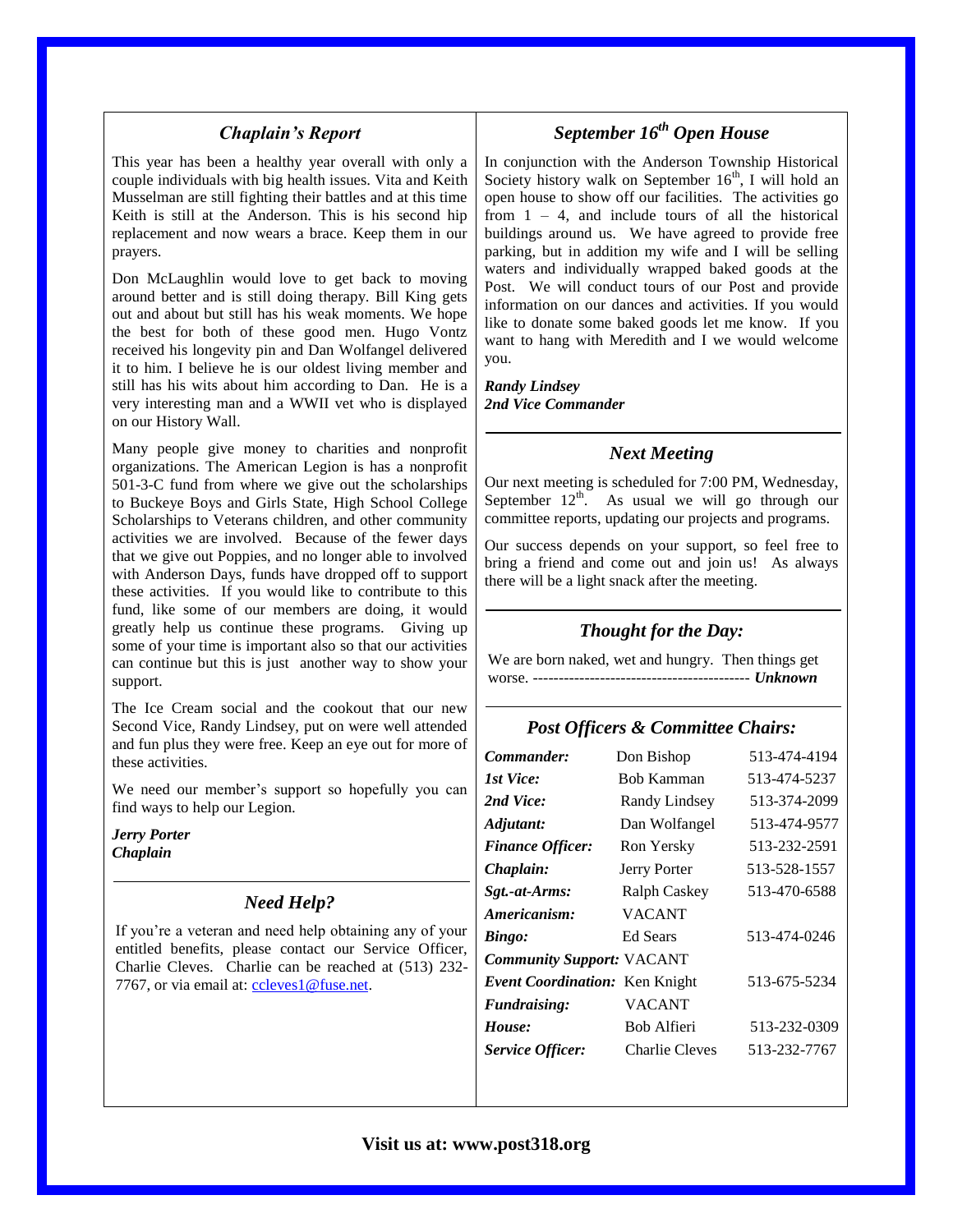## *Chaplain's Report*

This year has been a healthy year overall with only a couple individuals with big health issues. Vita and Keith Musselman are still fighting their battles and at this time Keith is still at the Anderson. This is his second hip replacement and now wears a brace. Keep them in our prayers.

Don McLaughlin would love to get back to moving around better and is still doing therapy. Bill King gets out and about but still has his weak moments. We hope the best for both of these good men. Hugo Vontz received his longevity pin and Dan Wolfangel delivered it to him. I believe he is our oldest living member and still has his wits about him according to Dan. He is a very interesting man and a WWII vet who is displayed on our History Wall.

Many people give money to charities and nonprofit organizations. The American Legion is has a nonprofit 501-3-C fund from where we give out the scholarships to Buckeye Boys and Girls State, High School College Scholarships to Veterans children, and other community activities we are involved. Because of the fewer days that we give out Poppies, and no longer able to involved with Anderson Days, funds have dropped off to support these activities. If you would like to contribute to this fund, like some of our members are doing, it would greatly help us continue these programs. Giving up some of your time is important also so that our activities can continue but this is just another way to show your support.

The Ice Cream social and the cookout that our new Second Vice, Randy Lindsey, put on were well attended and fun plus they were free. Keep an eye out for more of these activities.

We need our member's support so hopefully you can find ways to help our Legion.

***Jerry Porter***
***Chaplain***

## *Need Help?*

If you're a veteran and need help obtaining any of your entitled benefits, please contact our Service Officer, Charlie Cleves. Charlie can be reached at (513) 232-7767, or via email at: ccleves1@fuse.net.

## *September 16th Open House*

In conjunction with the Anderson Township Historical Society history walk on September 16th, I will hold an open house to show off our facilities. The activities go from 1 – 4, and include tours of all the historical buildings around us. We have agreed to provide free parking, but in addition my wife and I will be selling waters and individually wrapped baked goods at the Post. We will conduct tours of our Post and provide information on our dances and activities. If you would like to donate some baked goods let me know. If you want to hang with Meredith and I we would welcome you.

***Randy Lindsey***
***2nd Vice Commander***

## *Next Meeting*

Our next meeting is scheduled for 7:00 PM, Wednesday, September 12th. As usual we will go through our committee reports, updating our projects and programs.

Our success depends on your support, so feel free to bring a friend and come out and join us! As always there will be a light snack after the meeting.

## *Thought for the Day:*

We are born naked, wet and hungry. Then things get worse. ------------------------------------------ ***Unknown***

## *Post Officers & Committee Chairs:*

| | | |
|---|---|---|
| ***Commander:*** | Don Bishop | 513-474-4194 |
| ***1st Vice:*** | Bob Kamman | 513-474-5237 |
| ***2nd Vice:*** | Randy Lindsey | 513-374-2099 |
| ***Adjutant:*** | Dan Wolfangel | 513-474-9577 |
| ***Finance Officer:*** | Ron Yersky | 513-232-2591 |
| ***Chaplain:*** | Jerry Porter | 513-528-1557 |
| ***Sgt.-at-Arms:*** | Ralph Caskey | 513-470-6588 |
| ***Americanism:*** | VACANT | |
| ***Bingo:*** | Ed Sears | 513-474-0246 |
| ***Community Support:*** | VACANT | |
| ***Event Coordination:*** | Ken Knight | 513-675-5234 |
| ***Fundraising:*** | VACANT | |
| ***House:*** | Bob Alfieri | 513-232-0309 |
| ***Service Officer:*** | Charlie Cleves | 513-232-7767 |

**Visit us at: www.post318.org**